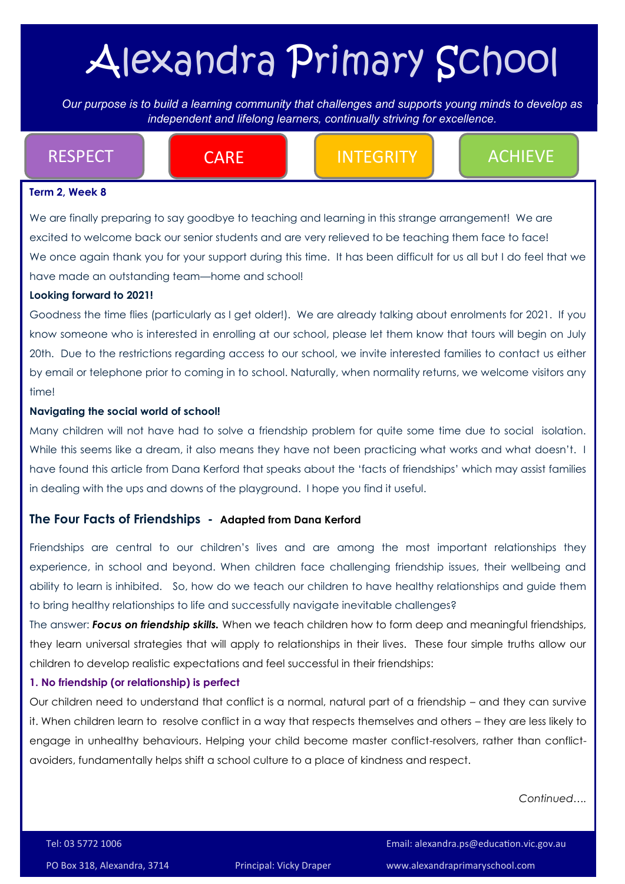# Alexandra Primary School

*Our purpose is to build a learning community that challenges and supports young minds to develop as independent and lifelong learners, continually striving for excellence.*

RESPECT | CARE | INTEGRITY | ACHIEVE

**Term 2, Week 8**

We are finally preparing to say goodbye to teaching and learning in this strange arrangement! We are excited to welcome back our senior students and are very relieved to be teaching them face to face! We once again thank you for your support during this time. It has been difficult for us all but I do feel that we have made an outstanding team—home and school!

**Looking forward to 2021!**

Goodness the time flies (particularly as I get older!). We are already talking about enrolments for 2021. If you know someone who is interested in enrolling at our school, please let them know that tours will begin on July 20th. Due to the restrictions regarding access to our school, we invite interested families to contact us either by email or telephone prior to coming in to school. Naturally, when normality returns, we welcome visitors any time!

**Navigating the social world of school!**

Many children will not have had to solve a friendship problem for quite some time due to social isolation. While this seems like a dream, it also means they have not been practicing what works and what doesn't. I have found this article from Dana Kerford that speaks about the 'facts of friendships' which may assist families in dealing with the ups and downs of the playground. I hope you find it useful.

## The Four Facts of Friendships - Adapted from Dana Kerford

Friendships are central to our children's lives and are among the most important relationships they experience, in school and beyond. When children face challenging friendship issues, their wellbeing and ability to learn is inhibited. So, how do we teach our children to have healthy relationships and guide them to bring healthy relationships to life and successfully navigate inevitable challenges?

The answer: ***Focus on friendship skills.*** When we teach children how to form deep and meaningful friendships, they learn universal strategies that will apply to relationships in their lives. These four simple truths allow our children to develop realistic expectations and feel successful in their friendships:

**1. No friendship (or relationship) is perfect**

Our children need to understand that conflict is a normal, natural part of a friendship – and they can survive it. When children learn to resolve conflict in a way that respects themselves and others – they are less likely to engage in unhealthy behaviours. Helping your child become master conflict-resolvers, rather than conflict-avoiders, fundamentally helps shift a school culture to a place of kindness and respect.

*Continued….*

Tel: 03 5772 1006

Email: alexandra.ps@education.vic.gov.au

PO Box 318, Alexandra, 3714

Principal: Vicky Draper

www.alexandraprimaryschool.com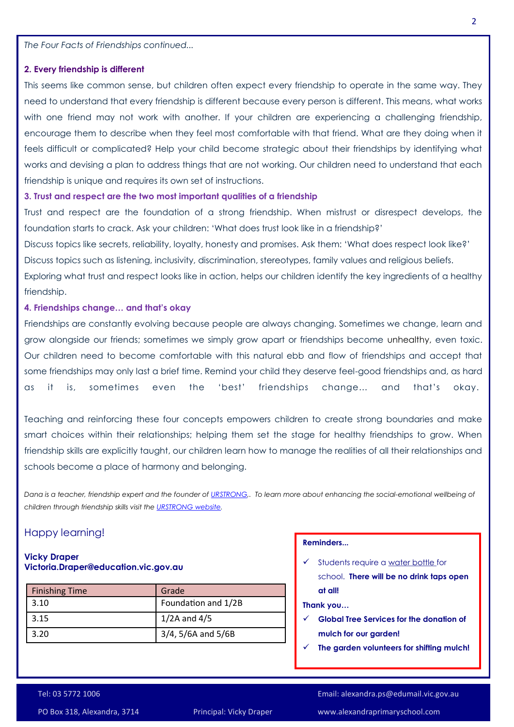*The Four Facts of Friendships continued...*

**2. Every friendship is different**

This seems like common sense, but children often expect every friendship to operate in the same way. They need to understand that every friendship is different because every person is different. This means, what works with one friend may not work with another. If your children are experiencing a challenging friendship, encourage them to describe when they feel most comfortable with that friend. What are they doing when it feels difficult or complicated? Help your child become strategic about their friendships by identifying what works and devising a plan to address things that are not working. Our children need to understand that each friendship is unique and requires its own set of instructions.

**3. Trust and respect are the two most important qualities of a friendship**

Trust and respect are the foundation of a strong friendship. When mistrust or disrespect develops, the foundation starts to crack. Ask your children: 'What does trust look like in a friendship?'

Discuss topics like secrets, reliability, loyalty, honesty and promises. Ask them: 'What does respect look like?'

Discuss topics such as listening, inclusivity, discrimination, stereotypes, family values and religious beliefs.

Exploring what trust and respect looks like in action, helps our children identify the key ingredients of a healthy friendship.

**4. Friendships change… and that's okay**

Friendships are constantly evolving because people are always changing. Sometimes we change, learn and grow alongside our friends; sometimes we simply grow apart or friendships become unhealthy, even toxic. Our children need to become comfortable with this natural ebb and flow of friendships and accept that some friendships may only last a brief time. Remind your child they deserve feel-good friendships and, as hard as it is, sometimes even the 'best' friendships change… and that's okay.

Teaching and reinforcing these four concepts empowers children to create strong boundaries and make smart choices within their relationships; helping them set the stage for healthy friendships to grow. When friendship skills are explicitly taught, our children learn how to manage the realities of all their relationships and schools become a place of harmony and belonging.

*Dana is a teacher, friendship expert and the founder of URSTRONG,. To learn more about enhancing the social-emotional wellbeing of children through friendship skills visit the URSTRONG website.*

Happy learning!

**Vicky Draper**
**Victoria.Draper@education.vic.gov.au**

| Finishing Time | Grade |
|---|---|
| 3.10 | Foundation and 1/2B |
| 3.15 | 1/2A and 4/5 |
| 3.20 | 3/4, 5/6A and 5/6B |

**Reminders...**

- ✓ Students require a water bottle for school. **There will be no drink taps open at all!**

**Thank you…**

- ✓ **Global Tree Services for the donation of mulch for our garden!**
- ✓ **The garden volunteers for shifting mulch!**

Tel: 03 5772 1006
PO Box 318, Alexandra, 3714
Principal: Vicky Draper
Email: alexandra.ps@edumail.vic.gov.au
www.alexandraprimaryschool.com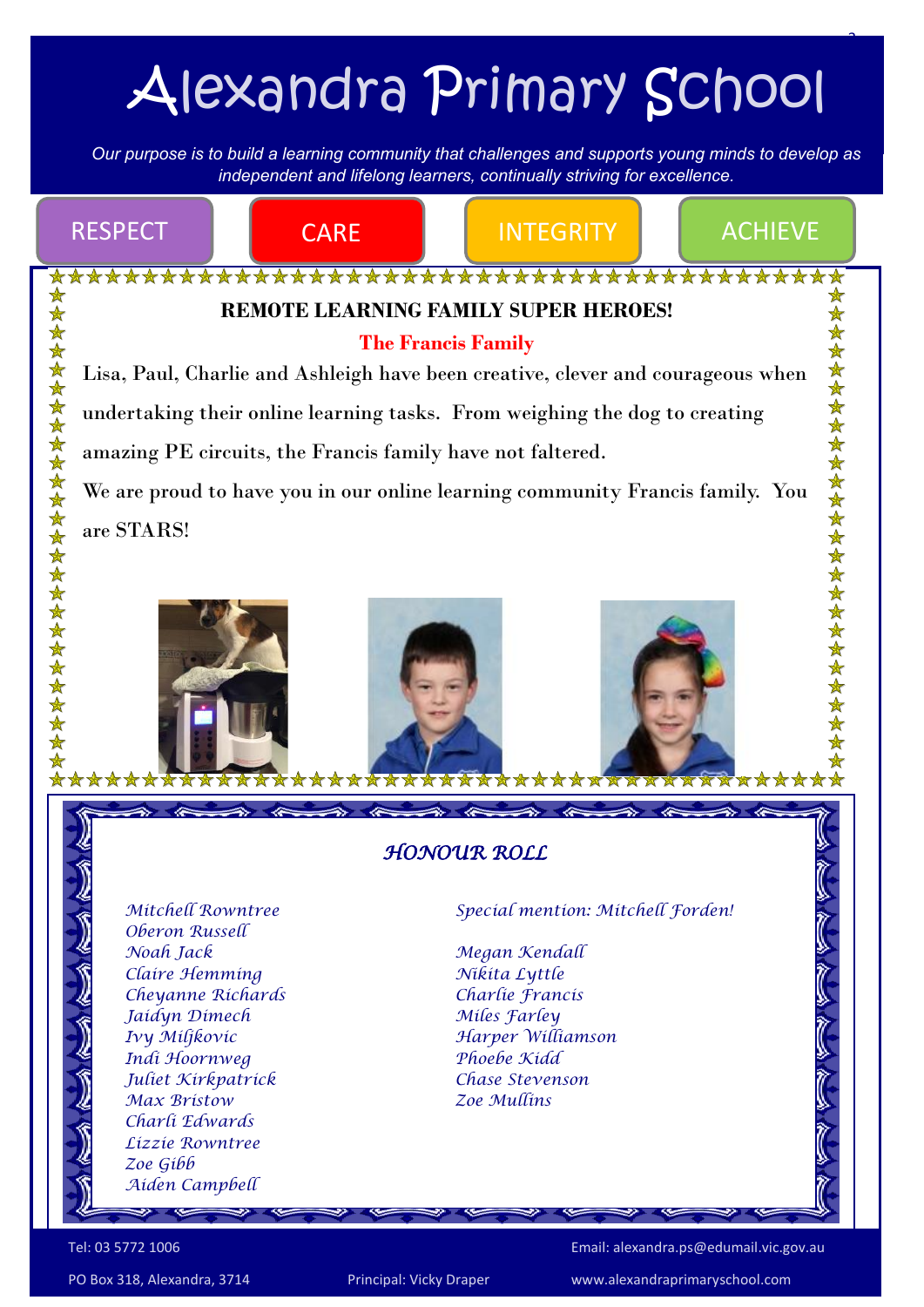# Alexandra Primary School

*Our purpose is to build a learning community that challenges and supports young minds to develop as independent and lifelong learners, continually striving for excellence.*

RESPECT | CARE | INTEGRITY | ACHIEVE

## REMOTE LEARNING FAMILY SUPER HEROES!

### The Francis Family

Lisa, Paul, Charlie and Ashleigh have been creative, clever and courageous when undertaking their online learning tasks. From weighing the dog to creating amazing PE circuits, the Francis family have not faltered.

We are proud to have you in our online learning community Francis family. You are STARS!

## *HONOUR ROLL*

*Mitchell Rowntree*
*Oberon Russell*
*Noah Jack*
*Claire Hemming*
*Cheyanne Richards*
*Jaidyn Dimech*
*Ivy Miljkovic*
*Indi Hoornweg*
*Juliet Kirkpatrick*
*Max Bristow*
*Charli Edwards*
*Lizzie Rowntree*
*Zoe Gibb*
*Aiden Campbell*

*Special mention: Mitchell Forden!*

*Megan Kendall*
*Nikita Lyttle*
*Charlie Francis*
*Miles Farley*
*Harper Williamson*
*Phoebe Kidd*
*Chase Stevenson*
*Zoe Mullins*

Tel: 03 5772 1006 | Email: alexandra.ps@edumail.vic.gov.au

PO Box 318, Alexandra, 3714 | Principal: Vicky Draper | www.alexandraprimaryschool.com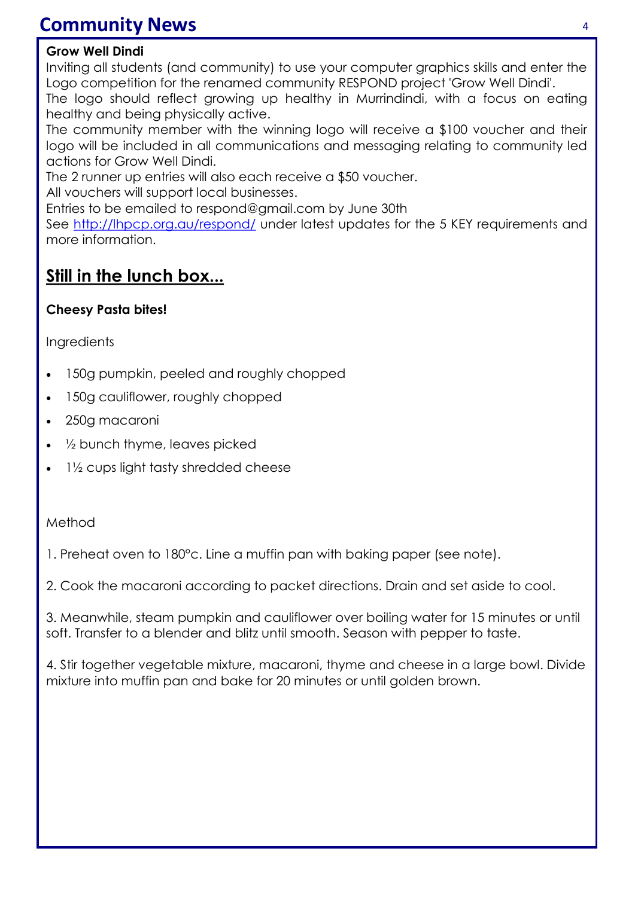# Community News

**Grow Well Dindi**

Inviting all students (and community) to use your computer graphics skills and enter the Logo competition for the renamed community RESPOND project 'Grow Well Dindi'.
The logo should reflect growing up healthy in Murrindindi, with a focus on eating healthy and being physically active.
The community member with the winning logo will receive a $100 voucher and their logo will be included in all communications and messaging relating to community led actions for Grow Well Dindi.
The 2 runner up entries will also each receive a $50 voucher.
All vouchers will support local businesses.
Entries to be emailed to respond@gmail.com by June 30th
See [http://lhpcp.org.au/respond/](http://lhpcp.org.au/respond/) under latest updates for the 5 KEY requirements and more information.

## Still in the lunch box...

**Cheesy Pasta bites!**

Ingredients

- 150g pumpkin, peeled and roughly chopped
- 150g cauliflower, roughly chopped
- 250g macaroni
- ½ bunch thyme, leaves picked
- 1½ cups light tasty shredded cheese

Method

1. Preheat oven to 180°c. Line a muffin pan with baking paper (see note).

2. Cook the macaroni according to packet directions. Drain and set aside to cool.

3. Meanwhile, steam pumpkin and cauliflower over boiling water for 15 minutes or until soft. Transfer to a blender and blitz until smooth. Season with pepper to taste.

4. Stir together vegetable mixture, macaroni, thyme and cheese in a large bowl. Divide mixture into muffin pan and bake for 20 minutes or until golden brown.